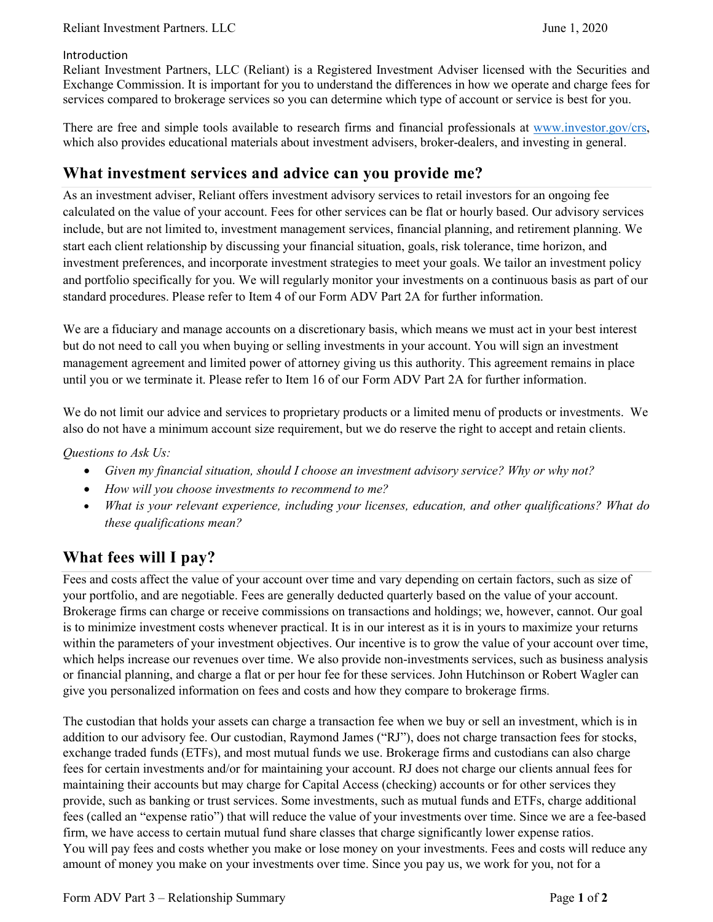Introduction

Reliant Investment Partners, LLC (Reliant) is a Registered Investment Adviser licensed with the Securities and Exchange Commission. It is important for you to understand the differences in how we operate and charge fees for services compared to brokerage services so you can determine which type of account or service is best for you.

There are free and simple tools available to research firms and financial professionals at www.investor.gov/crs, which also provides educational materials about investment advisers, broker-dealers, and investing in general.

## What investment services and advice can you provide me?

As an investment adviser, Reliant offers investment advisory services to retail investors for an ongoing fee calculated on the value of your account. Fees for other services can be flat or hourly based. Our advisory services include, but are not limited to, investment management services, financial planning, and retirement planning. We start each client relationship by discussing your financial situation, goals, risk tolerance, time horizon, and investment preferences, and incorporate investment strategies to meet your goals. We tailor an investment policy and portfolio specifically for you. We will regularly monitor your investments on a continuous basis as part of our standard procedures. Please refer to Item 4 of our Form ADV Part 2A for further information.

We are a fiduciary and manage accounts on a discretionary basis, which means we must act in your best interest but do not need to call you when buying or selling investments in your account. You will sign an investment management agreement and limited power of attorney giving us this authority. This agreement remains in place until you or we terminate it. Please refer to Item 16 of our Form ADV Part 2A for further information.

We do not limit our advice and services to proprietary products or a limited menu of products or investments. We also do not have a minimum account size requirement, but we do reserve the right to accept and retain clients.

*Questions to Ask Us:*

- *Given my financial situation, should I choose an investment advisory service? Why or why not?*
- *How will you choose investments to recommend to me?*
- *What is your relevant experience, including your licenses, education, and other qualifications? What do these qualifications mean?*

## What fees will I pay?

Fees and costs affect the value of your account over time and vary depending on certain factors, such as size of your portfolio, and are negotiable. Fees are generally deducted quarterly based on the value of your account. Brokerage firms can charge or receive commissions on transactions and holdings; we, however, cannot. Our goal is to minimize investment costs whenever practical. It is in our interest as it is in yours to maximize your returns within the parameters of your investment objectives. Our incentive is to grow the value of your account over time, which helps increase our revenues over time. We also provide non-investments services, such as business analysis or financial planning, and charge a flat or per hour fee for these services. John Hutchinson or Robert Wagler can give you personalized information on fees and costs and how they compare to brokerage firms.

The custodian that holds your assets can charge a transaction fee when we buy or sell an investment, which is in addition to our advisory fee. Our custodian, Raymond James ("RJ"), does not charge transaction fees for stocks, exchange traded funds (ETFs), and most mutual funds we use. Brokerage firms and custodians can also charge fees for certain investments and/or for maintaining your account. RJ does not charge our clients annual fees for maintaining their accounts but may charge for Capital Access (checking) accounts or for other services they provide, such as banking or trust services. Some investments, such as mutual funds and ETFs, charge additional fees (called an "expense ratio") that will reduce the value of your investments over time. Since we are a fee-based firm, we have access to certain mutual fund share classes that charge significantly lower expense ratios.
You will pay fees and costs whether you make or lose money on your investments. Fees and costs will reduce any amount of money you make on your investments over time. Since you pay us, we work for you, not for a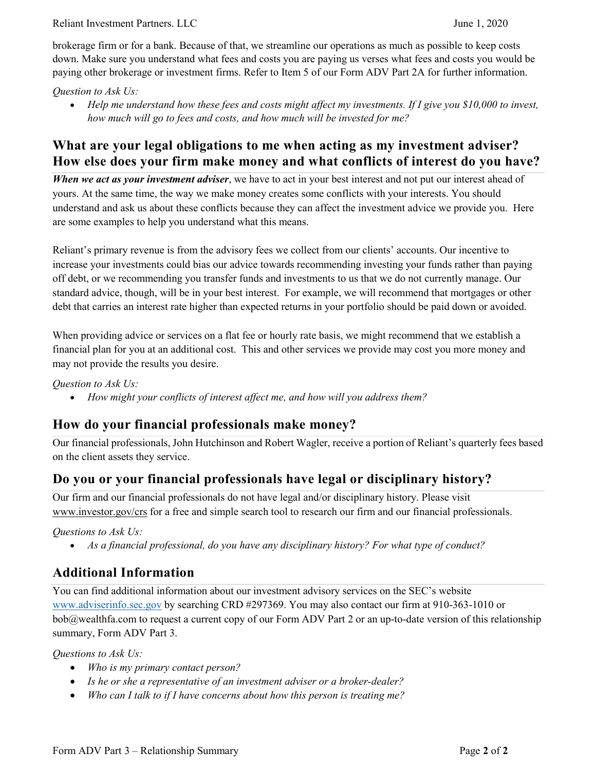brokerage firm or for a bank. Because of that, we streamline our operations as much as possible to keep costs down. Make sure you understand what fees and costs you are paying us verses what fees and costs you would be paying other brokerage or investment firms. Refer to Item 5 of our Form ADV Part 2A for further information.

*Question to Ask Us:*

- *Help me understand how these fees and costs might affect my investments. If I give you $10,000 to invest, how much will go to fees and costs, and how much will be invested for me?*

## What are your legal obligations to me when acting as my investment adviser? How else does your firm make money and what conflicts of interest do you have?

***When we act as your investment adviser***, we have to act in your best interest and not put our interest ahead of yours. At the same time, the way we make money creates some conflicts with your interests. You should understand and ask us about these conflicts because they can affect the investment advice we provide you. Here are some examples to help you understand what this means.

Reliant's primary revenue is from the advisory fees we collect from our clients' accounts. Our incentive to increase your investments could bias our advice towards recommending investing your funds rather than paying off debt, or we recommending you transfer funds and investments to us that we do not currently manage. Our standard advice, though, will be in your best interest. For example, we will recommend that mortgages or other debt that carries an interest rate higher than expected returns in your portfolio should be paid down or avoided.

When providing advice or services on a flat fee or hourly rate basis, we might recommend that we establish a financial plan for you at an additional cost. This and other services we provide may cost you more money and may not provide the results you desire.

*Question to Ask Us:*

- *How might your conflicts of interest affect me, and how will you address them?*

## How do your financial professionals make money?

Our financial professionals, John Hutchinson and Robert Wagler, receive a portion of Reliant's quarterly fees based on the client assets they service.

## Do you or your financial professionals have legal or disciplinary history?

Our firm and our financial professionals do not have legal and/or disciplinary history. Please visit www.investor.gov/crs for a free and simple search tool to research our firm and our financial professionals.

*Questions to Ask Us:*

- *As a financial professional, do you have any disciplinary history? For what type of conduct?*

## Additional Information

You can find additional information about our investment advisory services on the SEC's website www.adviserinfo.sec.gov by searching CRD #297369. You may also contact our firm at 910-363-1010 or bob@wealthfa.com to request a current copy of our Form ADV Part 2 or an up-to-date version of this relationship summary, Form ADV Part 3.

*Questions to Ask Us:*

- *Who is my primary contact person?*
- *Is he or she a representative of an investment adviser or a broker-dealer?*
- *Who can I talk to if I have concerns about how this person is treating me?*